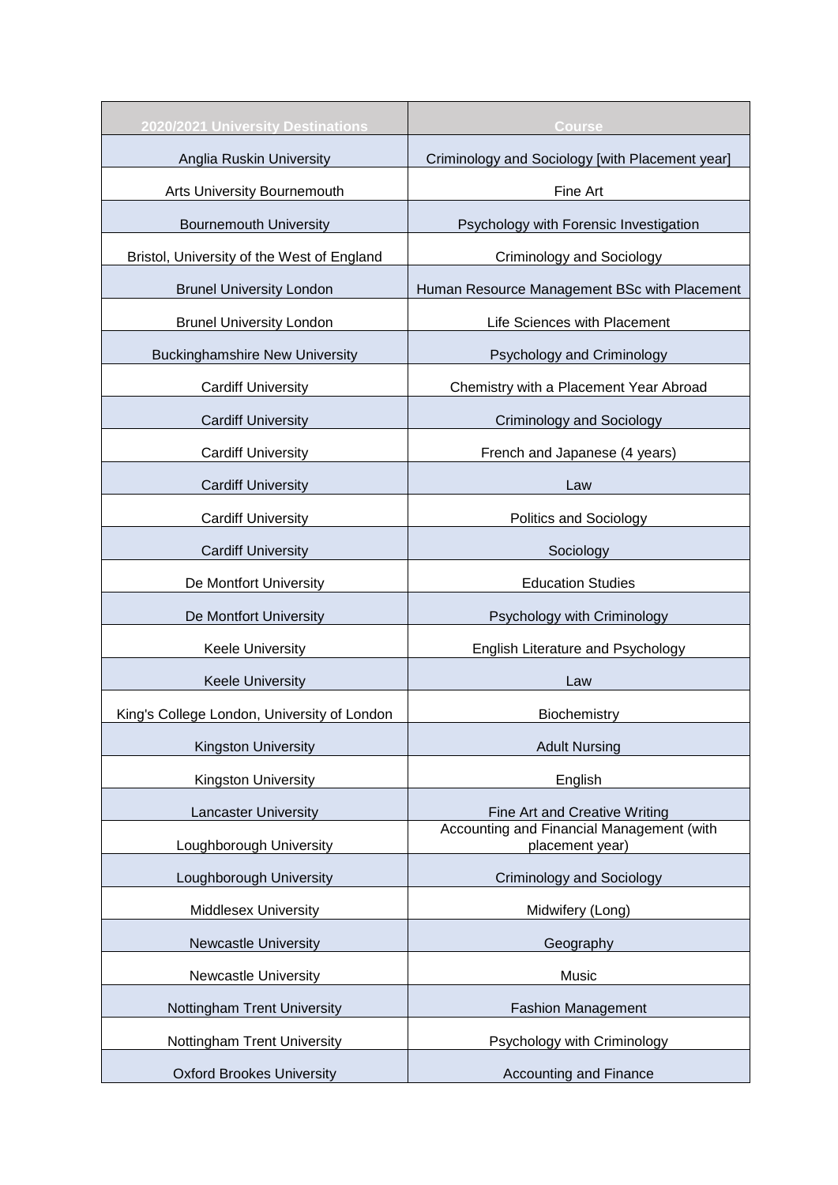| 2020/2021 University Destinations | Course |
|---|---|
| Anglia Ruskin University | Criminology and Sociology [with Placement year] |
| Arts University Bournemouth | Fine Art |
| Bournemouth University | Psychology with Forensic Investigation |
| Bristol, University of the West of England | Criminology and Sociology |
| Brunel University London | Human Resource Management BSc with Placement |
| Brunel University London | Life Sciences with Placement |
| Buckinghamshire New University | Psychology and Criminology |
| Cardiff University | Chemistry with a Placement Year Abroad |
| Cardiff University | Criminology and Sociology |
| Cardiff University | French and Japanese (4 years) |
| Cardiff University | Law |
| Cardiff University | Politics and Sociology |
| Cardiff University | Sociology |
| De Montfort University | Education Studies |
| De Montfort University | Psychology with Criminology |
| Keele University | English Literature and Psychology |
| Keele University | Law |
| King's College London, University of London | Biochemistry |
| Kingston University | Adult Nursing |
| Kingston University | English |
| Lancaster University | Fine Art and Creative Writing |
| Loughborough University | Accounting and Financial Management (with placement year) |
| Loughborough University | Criminology and Sociology |
| Middlesex University | Midwifery (Long) |
| Newcastle University | Geography |
| Newcastle University | Music |
| Nottingham Trent University | Fashion Management |
| Nottingham Trent University | Psychology with Criminology |
| Oxford Brookes University | Accounting and Finance |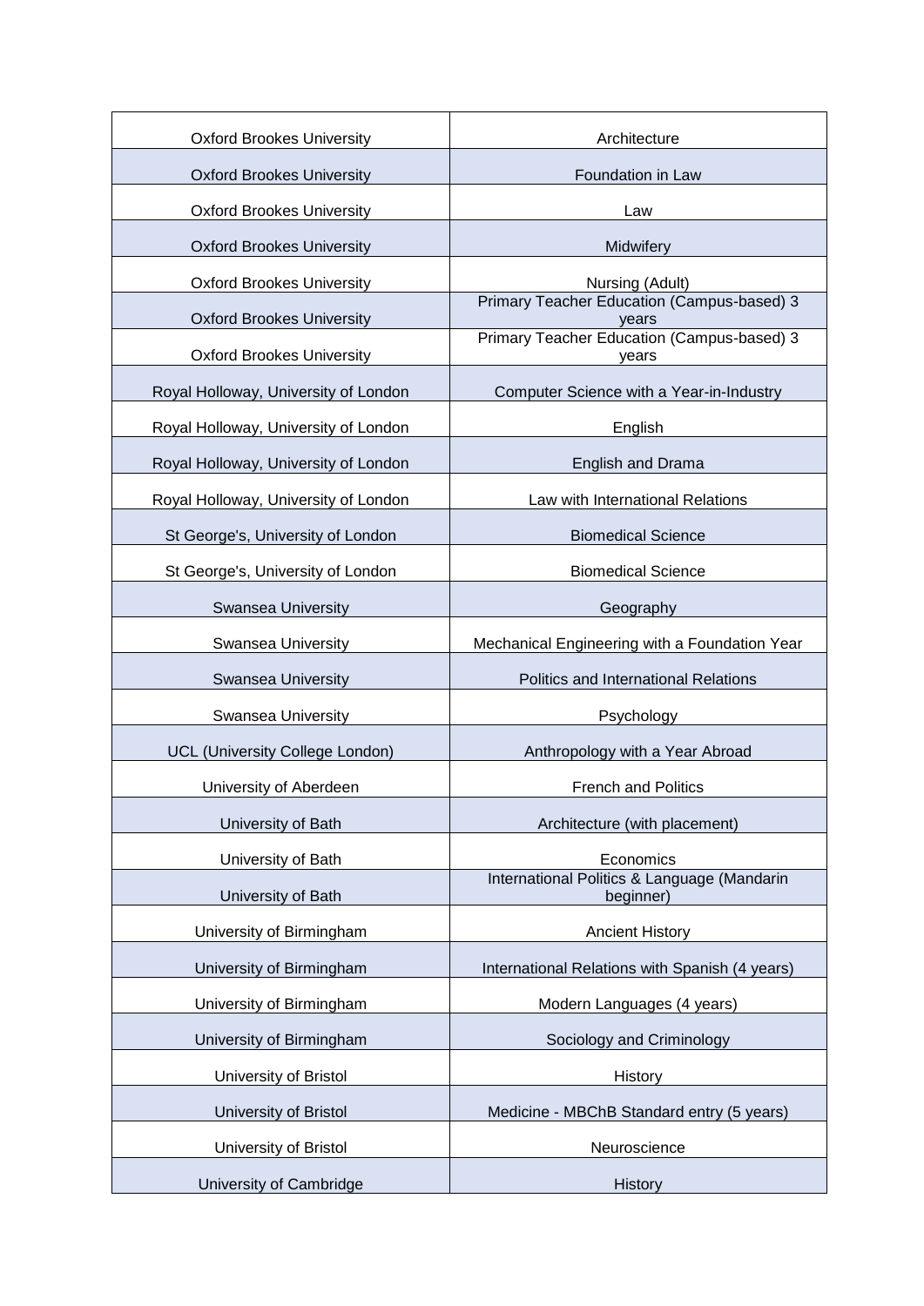| | |
|---|---|
| Oxford Brookes University | Architecture |
| Oxford Brookes University | Foundation in Law |
| Oxford Brookes University | Law |
| Oxford Brookes University | Midwifery |
| Oxford Brookes University | Nursing (Adult) |
| Oxford Brookes University | Primary Teacher Education (Campus-based) 3 years |
| Oxford Brookes University | Primary Teacher Education (Campus-based) 3 years |
| Royal Holloway, University of London | Computer Science with a Year-in-Industry |
| Royal Holloway, University of London | English |
| Royal Holloway, University of London | English and Drama |
| Royal Holloway, University of London | Law with International Relations |
| St George's, University of London | Biomedical Science |
| St George's, University of London | Biomedical Science |
| Swansea University | Geography |
| Swansea University | Mechanical Engineering with a Foundation Year |
| Swansea University | Politics and International Relations |
| Swansea University | Psychology |
| UCL (University College London) | Anthropology with a Year Abroad |
| University of Aberdeen | French and Politics |
| University of Bath | Architecture (with placement) |
| University of Bath | Economics |
| University of Bath | International Politics & Language (Mandarin beginner) |
| University of Birmingham | Ancient History |
| University of Birmingham | International Relations with Spanish (4 years) |
| University of Birmingham | Modern Languages (4 years) |
| University of Birmingham | Sociology and Criminology |
| University of Bristol | History |
| University of Bristol | Medicine - MBChB Standard entry (5 years) |
| University of Bristol | Neuroscience |
| University of Cambridge | History |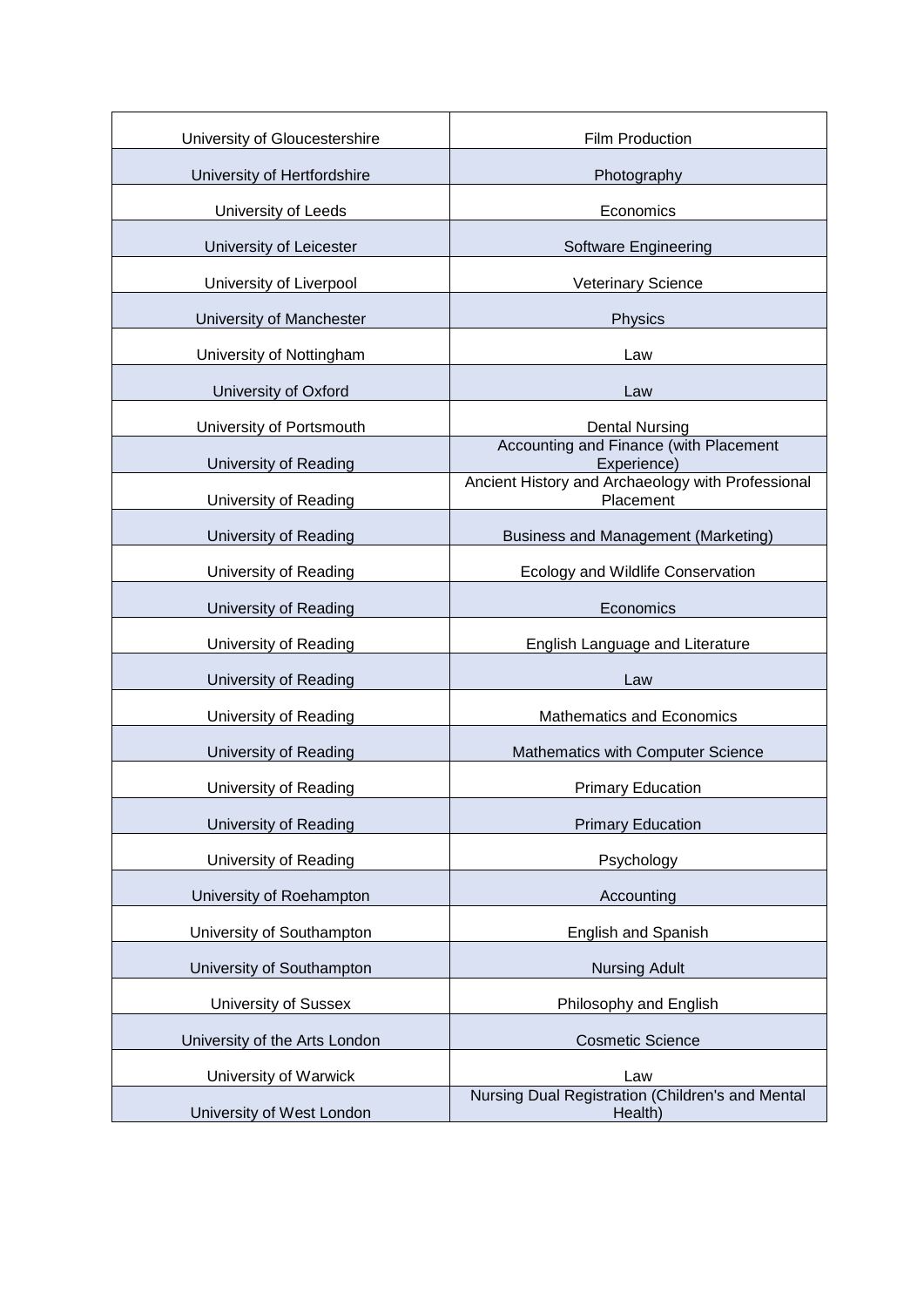| | |
|---|---|
| University of Gloucestershire | Film Production |
| University of Hertfordshire | Photography |
| University of Leeds | Economics |
| University of Leicester | Software Engineering |
| University of Liverpool | Veterinary Science |
| University of Manchester | Physics |
| University of Nottingham | Law |
| University of Oxford | Law |
| University of Portsmouth | Dental Nursing |
| University of Reading | Accounting and Finance (with Placement Experience) |
| University of Reading | Ancient History and Archaeology with Professional Placement |
| University of Reading | Business and Management (Marketing) |
| University of Reading | Ecology and Wildlife Conservation |
| University of Reading | Economics |
| University of Reading | English Language and Literature |
| University of Reading | Law |
| University of Reading | Mathematics and Economics |
| University of Reading | Mathematics with Computer Science |
| University of Reading | Primary Education |
| University of Reading | Primary Education |
| University of Reading | Psychology |
| University of Roehampton | Accounting |
| University of Southampton | English and Spanish |
| University of Southampton | Nursing Adult |
| University of Sussex | Philosophy and English |
| University of the Arts London | Cosmetic Science |
| University of Warwick | Law |
| University of West London | Nursing Dual Registration (Children's and Mental Health) |